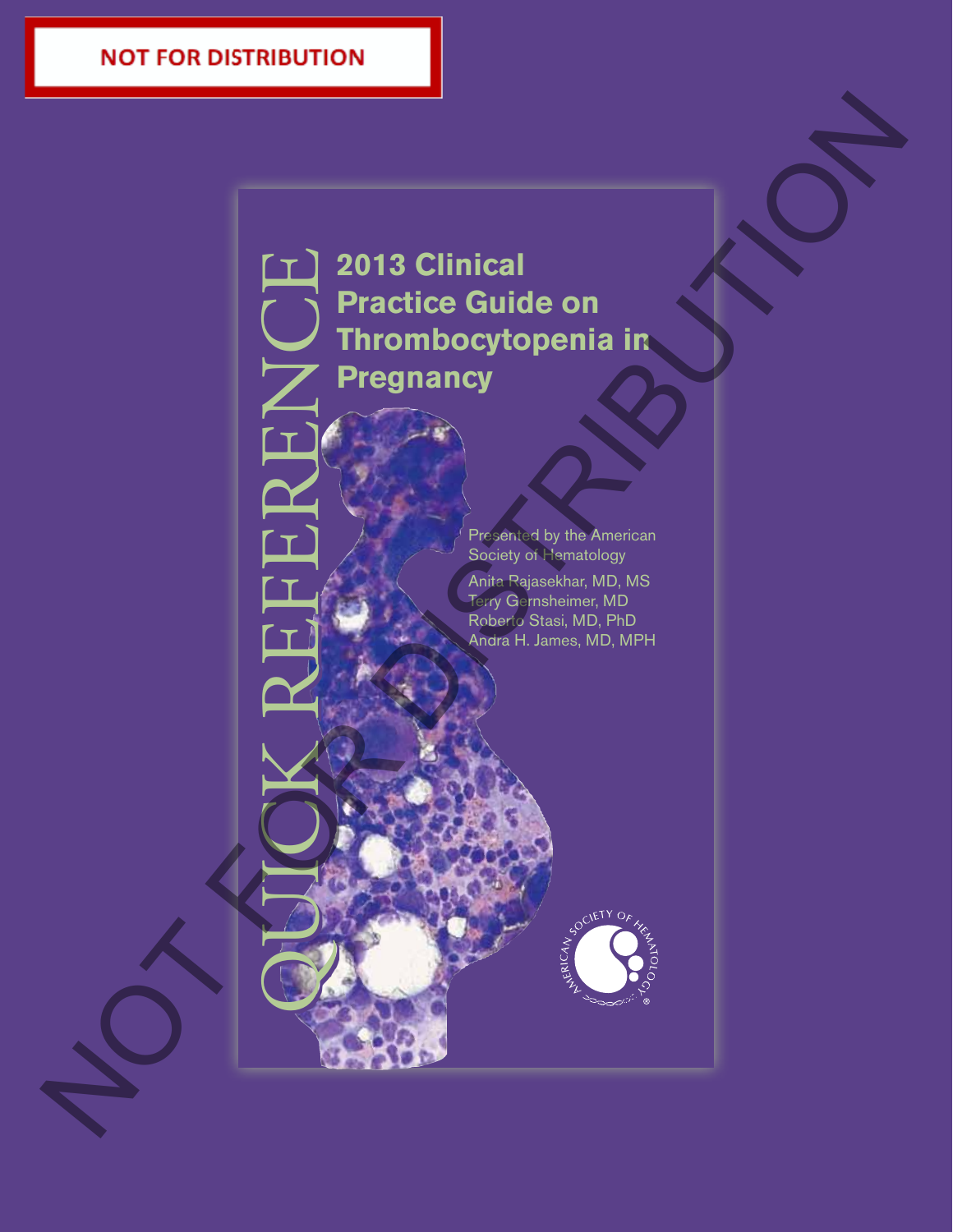NOT FOR DISTRIBUTION

QUICK REFERENCE

# 2013 Clinical Practice Guide on Thrombocytopenia in Pregnancy

Presented by the American Society of Hematology

Anita Rajasekhar, MD, MS
Terry Gernsheimer, MD
Roberto Stasi, MD, PhD
Andra H. James, MD, MPH

AMERICAN SOCIETY OF HEMATOLOGY

NOT FOR DISTRIBUTION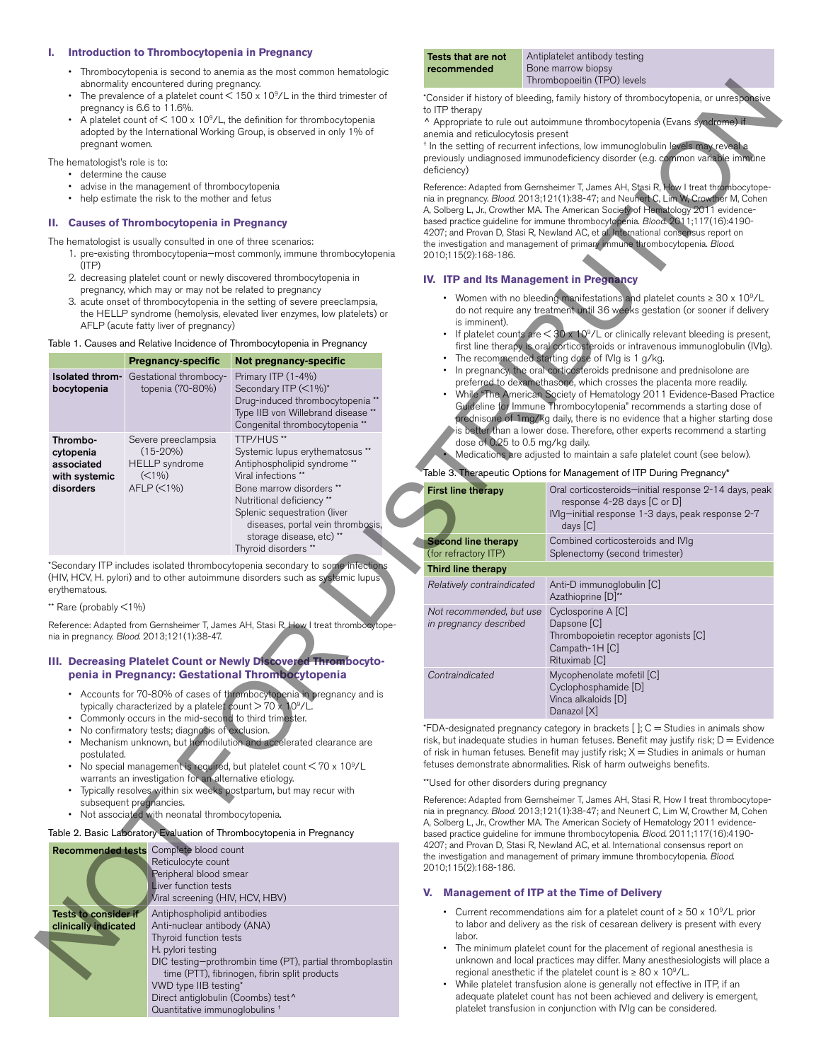## I. Introduction to Thrombocytopenia in Pregnancy

- Thrombocytopenia is second to anemia as the most common hematologic abnormality encountered during pregnancy.
- The prevalence of a platelet count < 150 x $10^9$/L in the third trimester of pregnancy is 6.6 to 11.6%.
- A platelet count of < 100 x $10^9$/L, the definition for thrombocytopenia adopted by the International Working Group, is observed in only 1% of pregnant women.

The hematologist's role is to:

- determine the cause
- advise in the management of thrombocytopenia
- help estimate the risk to the mother and fetus

## II. Causes of Thrombocytopenia in Pregnancy

The hematologist is usually consulted in one of three scenarios:

1. pre-existing thrombocytopenia—most commonly, immune thrombocytopenia (ITP)
2. decreasing platelet count or newly discovered thrombocytopenia in pregnancy, which may or may not be related to pregnancy
3. acute onset of thrombocytopenia in the setting of severe preeclampsia, the HELLP syndrome (hemolysis, elevated liver enzymes, low platelets) or AFLP (acute fatty liver of pregnancy)

Table 1. Causes and Relative Incidence of Thrombocytopenia in Pregnancy

| | Pregnancy-specific | Not pregnancy-specific |
|---|---|---|
| **Isolated thrombocytopenia** | Gestational thrombocytopenia (70-80%) | Primary ITP (1-4%)<br>Secondary ITP (<1%)*<br>Drug-induced thrombocytopenia **<br>Type IIB von Willebrand disease **<br>Congenital thrombocytopenia ** |
| **Thrombocytopenia associated with systemic disorders** | Severe preeclampsia (15-20%)<br>HELLP syndrome (<1%)<br>AFLP (<1%) | TTP/HUS **<br>Systemic lupus erythematosus **<br>Antiphospholipid syndrome **<br>Viral infections **<br>Bone marrow disorders **<br>Nutritional deficiency **<br>Splenic sequestration (liver diseases, portal vein thrombosis, storage disease, etc) **<br>Thyroid disorders ** |

*Secondary ITP includes isolated thrombocytopenia secondary to some infections (HIV, HCV, H. pylori) and to other autoimmune disorders such as systemic lupus erythematous.

** Rare (probably <1%)

Reference: Adapted from Gernsheimer T, James AH, Stasi R, How I treat thrombocytopenia in pregnancy. *Blood.* 2013;121(1):38-47.

## III. Decreasing Platelet Count or Newly Discovered Thrombocytopenia in Pregnancy: Gestational Thrombocytopenia

- Accounts for 70-80% of cases of thrombocytopenia in pregnancy and is typically characterized by a platelet count > 70 x $10^9$/L.
- Commonly occurs in the mid-second to third trimester.
- No confirmatory tests; diagnosis of exclusion.
- Mechanism unknown, but hemodilution and accelerated clearance are postulated.
- No special management is required, but platelet count < 70 x $10^9$/L warrants an investigation for an alternative etiology.
- Typically resolves within six weeks postpartum, but may recur with subsequent pregnancies.
- Not associated with neonatal thrombocytopenia.

Table 2. Basic Laboratory Evaluation of Thrombocytopenia in Pregnancy

| | |
|---|---|
| **Recommended tests** | Complete blood count<br>Reticulocyte count<br>Peripheral blood smear<br>Liver function tests<br>Viral screening (HIV, HCV, HBV) |
| **Tests to consider if clinically indicated** | Antiphospholipid antibodies<br>Anti-nuclear antibody (ANA)<br>Thyroid function tests<br>H. pylori testing<br>DIC testing—prothrombin time (PT), partial thromboplastin time (PTT), fibrinogen, fibrin split products<br>VWD type IIB testing*<br>Direct antiglobulin (Coombs) test^<br>Quantitative immunoglobulins † |
| **Tests that are not recommended** | Antiplatelet antibody testing<br>Bone marrow biopsy<br>Thrombopoeitin (TPO) levels |

*Consider if history of bleeding, family history of thrombocytopenia, or unresponsive to ITP therapy

^ Appropriate to rule out autoimmune thrombocytopenia (Evans syndrome) if anemia and reticulocytosis present

† In the setting of recurrent infections, low immunoglobulin levels may reveal a previously undiagnosed immunodeficiency disorder (e.g. common variable immune deficiency)

Reference: Adapted from Gernsheimer T, James AH, Stasi R, How I treat thrombocytopenia in pregnancy. *Blood.* 2013;121(1):38-47; and Neunert C, Lim W, Crowther M, Cohen A, Solberg L, Jr., Crowther MA. The American Society of Hematology 2011 evidence-based practice guideline for immune thrombocytopenia. *Blood.* 2011;117(16):4190-4207; and Provan D, Stasi R, Newland AC, et al. International consensus report on the investigation and management of primary immune thrombocytopenia. *Blood.* 2010;115(2):168-186.

## IV. ITP and Its Management in Pregnancy

- Women with no bleeding manifestations and platelet counts ≥ 30 x $10^9$/L do not require any treatment until 36 weeks gestation (or sooner if delivery is imminent).
- If platelet counts are < 30 x $10^9$/L or clinically relevant bleeding is present, first line therapy is oral corticosteroids or intravenous immunoglobulin (IVIg).
- The recommended starting dose of IVIg is 1 g/kg.
- In pregnancy, the oral corticosteroids prednisone and prednisolone are preferred to dexamethasone, which crosses the placenta more readily.
- While "The American Society of Hematology 2011 Evidence-Based Practice Guideline for Immune Thrombocytopenia" recommends a starting dose of prednisone of 1mg/kg daily, there is no evidence that a higher starting dose is better than a lower dose. Therefore, other experts recommend a starting dose of 0.25 to 0.5 mg/kg daily.
- Medications are adjusted to maintain a safe platelet count (see below).

Table 3. Therapeutic Options for Management of ITP During Pregnancy*

| | |
|---|---|
| **First line therapy** | Oral corticosteroids—initial response 2-14 days, peak response 4-28 days [C or D]<br>IVIg—initial response 1-3 days, peak response 2-7 days [C] |
| **Second line therapy** (for refractory ITP) | Combined corticosteroids and IVIg<br>Splenectomy (second trimester) |
| **Third line therapy** | |
| *Relatively contraindicated* | Anti-D immunoglobulin [C]<br>Azathioprine [D]** |
| *Not recommended, but use in pregnancy described* | Cyclosporine A [C]<br>Dapsone [C]<br>Thrombopoietin receptor agonists [C]<br>Campath-1H [C]<br>Rituximab [C] |
| *Contraindicated* | Mycophenolate mofetil [C]<br>Cyclophosphamide [D]<br>Vinca alkaloids [D]<br>Danazol [X] |

*FDA-designated pregnancy category in brackets [ ]; C = Studies in animals show risk, but inadequate studies in human fetuses. Benefit may justify risk; D = Evidence of risk in human fetuses. Benefit may justify risk; X = Studies in animals or human fetuses demonstrate abnormalities. Risk of harm outweighs benefits.

**Used for other disorders during pregnancy

Reference: Adapted from Gernsheimer T, James AH, Stasi R, How I treat thrombocytopenia in pregnancy. *Blood.* 2013;121(1):38-47; and Neunert C, Lim W, Crowther M, Cohen A, Solberg L, Jr., Crowther MA. The American Society of Hematology 2011 evidence-based practice guideline for immune thrombocytopenia. *Blood.* 2011;117(16):4190-4207; and Provan D, Stasi R, Newland AC, et al. International consensus report on the investigation and management of primary immune thrombocytopenia. *Blood.* 2010;115(2):168-186.

## V. Management of ITP at the Time of Delivery

- Current recommendations aim for a platelet count of ≥ 50 x $10^9$/L prior to labor and delivery as the risk of cesarean delivery is present with every labor.
- The minimum platelet count for the placement of regional anesthesia is unknown and local practices may differ. Many anesthesiologists will place a regional anesthetic if the platelet count is ≥ 80 x $10^9$/L.
- While platelet transfusion alone is generally not effective in ITP, if an adequate platelet count has not been achieved and delivery is emergent, platelet transfusion in conjunction with IVIg can be considered.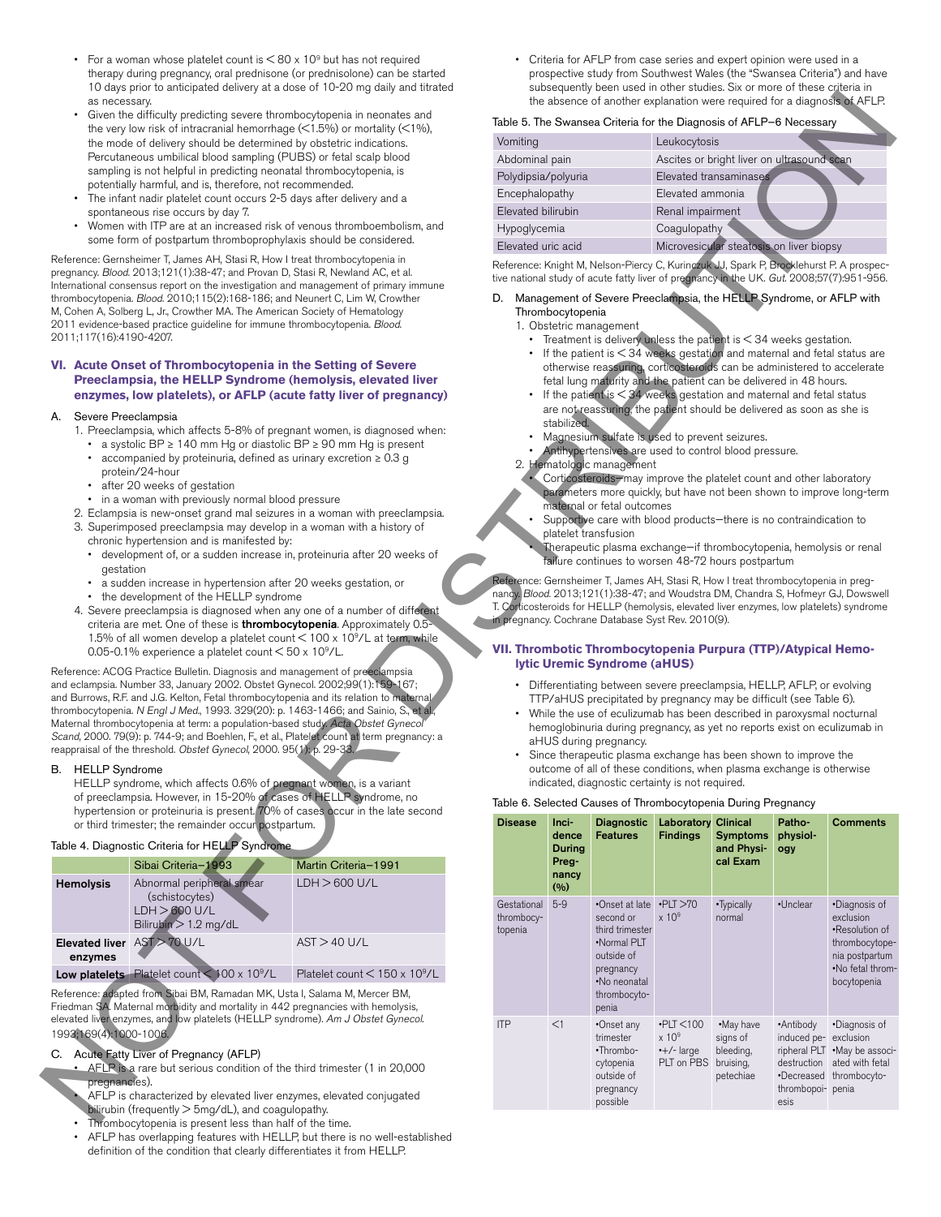- For a woman whose platelet count is < 80 x $10^9$ but has not required therapy during pregnancy, oral prednisone (or prednisolone) can be started 10 days prior to anticipated delivery at a dose of 10-20 mg daily and titrated as necessary.
- Given the difficulty predicting severe thrombocytopenia in neonates and the very low risk of intracranial hemorrhage (<1.5%) or mortality (<1%), the mode of delivery should be determined by obstetric indications. Percutaneous umbilical blood sampling (PUBS) or fetal scalp blood sampling is not helpful in predicting neonatal thrombocytopenia, is potentially harmful, and is, therefore, not recommended.
- The infant nadir platelet count occurs 2-5 days after delivery and a spontaneous rise occurs by day 7.
- Women with ITP are at an increased risk of venous thromboembolism, and some form of postpartum thromboprophylaxis should be considered.

Reference: Gernsheimer T, James AH, Stasi R, How I treat thrombocytopenia in pregnancy. *Blood*. 2013;121(1):38-47; and Provan D, Stasi R, Newland AC, et al. International consensus report on the investigation and management of primary immune thrombocytopenia. *Blood*. 2010;115(2):168-186; and Neunert C, Lim W, Crowther M, Cohen A, Solberg L, Jr., Crowther MA. The American Society of Hematology 2011 evidence-based practice guideline for immune thrombocytopenia. *Blood*. 2011;117(16):4190-4207.

## VI. Acute Onset of Thrombocytopenia in the Setting of Severe Preeclampsia, the HELLP Syndrome (hemolysis, elevated liver enzymes, low platelets), or AFLP (acute fatty liver of pregnancy)

A. Severe Preeclampsia

1. Preeclampsia, which affects 5-8% of pregnant women, is diagnosed when:
   - a systolic BP ≥ 140 mm Hg or diastolic BP ≥ 90 mm Hg is present
   - accompanied by proteinuria, defined as urinary excretion ≥ 0.3 g protein/24-hour
   - after 20 weeks of gestation
   - in a woman with previously normal blood pressure
2. Eclampsia is new-onset grand mal seizures in a woman with preeclampsia.
3. Superimposed preeclampsia may develop in a woman with a history of chronic hypertension and is manifested by:
   - development of, or a sudden increase in, proteinuria after 20 weeks of gestation
   - a sudden increase in hypertension after 20 weeks gestation, or
   - the development of the HELLP syndrome
4. Severe preeclampsia is diagnosed when any one of a number of different criteria are met. One of these is **thrombocytopenia**. Approximately 0.5-1.5% of all women develop a platelet count < 100 x $10^9$/L at term, while 0.05-0.1% experience a platelet count < 50 x $10^9$/L.

Reference: ACOG Practice Bulletin. Diagnosis and management of preeclampsia and eclampsia. Number 33, January 2002. Obstet Gynecol. 2002;99(1):159-167; and Burrows, R.F. and J.G. Kelton, Fetal thrombocytopenia and its relation to maternal thrombocytopenia. *N Engl J Med*, 1993. 329(20): p. 1463-1466; and Sainio, S., et al., Maternal thrombocytopenia at term: a population-based study. *Acta Obstet Gynecol Scand*, 2000. 79(9): p. 744-9; and Boehlen, F., et al., Platelet count at term pregnancy: a reappraisal of the threshold. *Obstet Gynecol*, 2000. 95(1): p. 29-33.

B. HELLP Syndrome

HELLP syndrome, which affects 0.6% of pregnant women, is a variant of preeclampsia. However, in 15-20% of cases of HELLP syndrome, no hypertension or proteinuria is present. 70% of cases occur in the late second or third trimester; the remainder occur postpartum.

Table 4. Diagnostic Criteria for HELLP Syndrome

| | Sibai Criteria–1993 | Martin Criteria–1991 |
|---|---|---|
| **Hemolysis** | Abnormal peripheral smear (schistocytes) LDH > 600 U/L Bilirubin > 1.2 mg/dL | LDH > 600 U/L |
| **Elevated liver enzymes** | AST > 70 U/L | AST > 40 U/L |
| **Low platelets** | Platelet count < 100 x $10^9$/L | Platelet count < 150 x $10^9$/L |

Reference: adapted from Sibai BM, Ramadan MK, Usta I, Salama M, Mercer BM, Friedman SA. Maternal morbidity and mortality in 442 pregnancies with hemolysis, elevated liver enzymes, and low platelets (HELLP syndrome). *Am J Obstet Gynecol*. 1993;169(4):1000-1006.

C. Acute Fatty Liver of Pregnancy (AFLP)

- AFLP is a rare but serious condition of the third trimester (1 in 20,000 pregnancies).
- AFLP is characterized by elevated liver enzymes, elevated conjugated bilirubin (frequently > 5mg/dL), and coagulopathy.
- Thrombocytopenia is present less than half of the time.
- AFLP has overlapping features with HELLP, but there is no well-established definition of the condition that clearly differentiates it from HELLP.
- Criteria for AFLP from case series and expert opinion were used in a prospective study from Southwest Wales (the "Swansea Criteria") and have subsequently been used in other studies. Six or more of these criteria in the absence of another explanation were required for a diagnosis of AFLP.

Table 5. The Swansea Criteria for the Diagnosis of AFLP–6 Necessary

| | |
|---|---|
| Vomiting | Leukocytosis |
| Abdominal pain | Ascites or bright liver on ultrasound scan |
| Polydipsia/polyuria | Elevated transaminases |
| Encephalopathy | Elevated ammonia |
| Elevated bilirubin | Renal impairment |
| Hypoglycemia | Coagulopathy |
| Elevated uric acid | Microvesicular steatosis on liver biopsy |

Reference: Knight M, Nelson-Piercy C, Kurinczuk JJ, Spark P, Brocklehurst P. A prospective national study of acute fatty liver of pregnancy in the UK. *Gut*. 2008;57(7):951-956.

D. Management of Severe Preeclampsia, the HELLP Syndrome, or AFLP with Thrombocytopenia

1. Obstetric management
   - Treatment is delivery unless the patient is < 34 weeks gestation.
   - If the patient is < 34 weeks gestation and maternal and fetal status are otherwise reassuring, corticosteroids can be administered to accelerate fetal lung maturity and the patient can be delivered in 48 hours.
   - If the patient is < 34 weeks gestation and maternal and fetal status are not reassuring, the patient should be delivered as soon as she is stabilized.
   - Magnesium sulfate is used to prevent seizures.
   - Antihypertensives are used to control blood pressure.
2. Hematologic management
   - Corticosteroids—may improve the platelet count and other laboratory parameters more quickly, but have not been shown to improve long-term maternal or fetal outcomes
   - Supportive care with blood products—there is no contraindication to platelet transfusion
   - Therapeutic plasma exchange—if thrombocytopenia, hemolysis or renal failure continues to worsen 48-72 hours postpartum

Reference: Gernsheimer T, James AH, Stasi R, How I treat thrombocytopenia in pregnancy. *Blood*. 2013;121(1):38-47; and Woudstra DM, Chandra S, Hofmeyr GJ, Dowswell T. Corticosteroids for HELLP (hemolysis, elevated liver enzymes, low platelets) syndrome in pregnancy. Cochrane Database Syst Rev. 2010(9).

## VII. Thrombotic Thrombocytopenia Purpura (TTP)/Atypical Hemolytic Uremic Syndrome (aHUS)

- Differentiating between severe preeclampsia, HELLP, AFLP, or evolving TTP/aHUS precipitated by pregnancy may be difficult (see Table 6).
- While the use of eculizumab has been described in paroxysmal nocturnal hemoglobinuria during pregnancy, as yet no reports exist on eculizumab in aHUS during pregnancy.
- Since therapeutic plasma exchange has been shown to improve the outcome of all of these conditions, when plasma exchange is otherwise indicated, diagnostic certainty is not required.

Table 6. Selected Causes of Thrombocytopenia During Pregnancy

| Disease | Incidence During Pregnancy (%) | Diagnostic Features | Laboratory Findings | Clinical Symptoms and Physical Exam | Pathophysiology | Comments |
|---|---|---|---|---|---|---|
| Gestational thrombocytopenia | 5-9 | •Onset at late second or third trimester •Normal PLT outside of pregnancy •No neonatal thrombocytopenia | •PLT >70 x $10^9$ | •Typically normal | •Unclear | •Diagnosis of exclusion •Resolution of thrombocytopenia postpartum •No fetal thrombocytopenia |
| ITP | <1 | •Onset any trimester •Thrombocytopenia outside of pregnancy possible | •PLT <100 x $10^9$ •+/- large PLT on PBS | •May have signs of bleeding, bruising, petechiae | •Antibody induced peripheral PLT destruction •Decreased thrombopoiesis | •Diagnosis of exclusion •May be associated with fetal thrombocytopenia |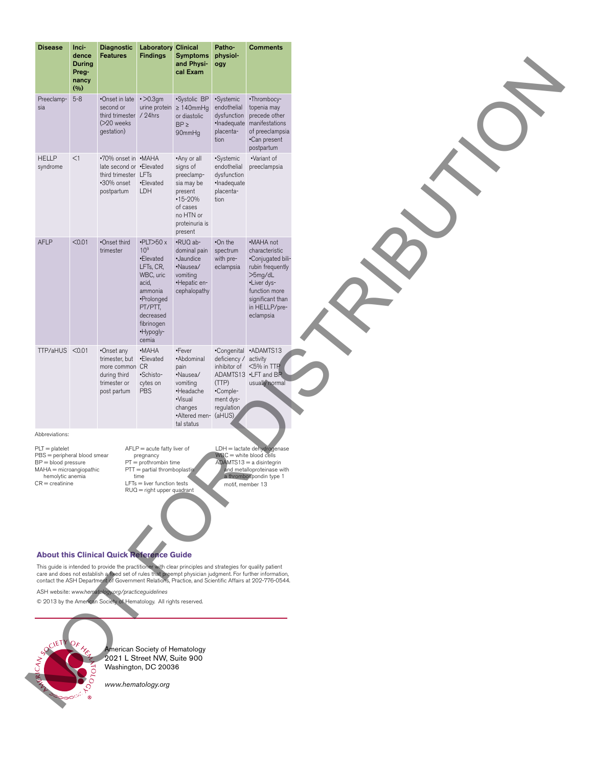| Disease | Incidence During Pregnancy (%) | Diagnostic Features | Laboratory Findings | Clinical Symptoms and Physical Exam | Pathophysiology | Comments |
|---|---|---|---|---|---|---|
| Preeclampsia | 5-8 | •Onset in late second or third trimester (>20 weeks gestation) | • >0.3gm urine protein / 24hrs | •Systolic BP ≥ 140mmHg or diastolic BP ≥ 90mmHg | •Systemic endothelial dysfunction •Inadequate placentation | •Thrombocytopenia may precede other manifestations of preeclampsia •Can present postpartum |
| HELLP syndrome | <1 | •70% onset in late second or third trimester •30% onset postpartum | •MAHA •Elevated LFTs •Elevated LDH | •Any or all signs of preeclampsia may be present •15-20% of cases no HTN or proteinuria is present | •Systemic endothelial dysfunction •Inadequate placentation | •Variant of preeclampsia |
| AFLP | <0.01 | •Onset third trimester | •PLT>50 x $10^9$ •Elevated LFTs, CR, WBC, uric acid, ammonia •Prolonged PT/PTT, decreased fibrinogen •Hypoglycemia | •RUQ abdominal pain •Jaundice •Nausea/vomiting •Hepatic encephalopathy | •On the spectrum with preeclampsia | •MAHA not characteristic •Conjugated bilirubin frequently >5mg/dL •Liver dysfunction more significant than in HELLP/preeclampsia |
| TTP/aHUS | <0.01 | •Onset any trimester, but more common during third trimester or post partum | •MAHA •Elevated CR •Schistocytes on PBS | •Fever •Abdominal pain •Nausea/vomiting •Headache •Visual changes •Altered mental status | •Congenital deficiency / inhibitor of ADAMTS13 (TTP) •Complement dysregulation (aHUS) | •ADAMTS13 activity <5% in TTP •LFT and BP usually normal |

Abbreviations:

PLT = platelet
PBS = peripheral blood smear
BP = blood pressure
MAHA = microangiopathic hemolytic anemia
CR = creatinine
AFLP = acute fatty liver of pregnancy
PT = prothrombin time
PTT = partial thromboplastin time
LFTs = liver function tests
RUQ = right upper quadrant
LDH = lactate dehydrogenase
WBC = white blood cells
ADAMTS13 = a disintegrin and metalloproteinase with a thrombospondin type 1 motif, member 13

## About this Clinical Quick Reference Guide

This guide is intended to provide the practitioner with clear principles and strategies for quality patient care and does not establish a fixed set of rules that preempt physician judgment. For further information, contact the ASH Department of Government Relations, Practice, and Scientific Affairs at 202-776-0544.

ASH website: *www.hematology.org/practiceguidelines*

© 2013 by the American Society of Hematology. All rights reserved.

American Society of Hematology
2021 L Street NW, Suite 900
Washington, DC 20036

*www.hematology.org*